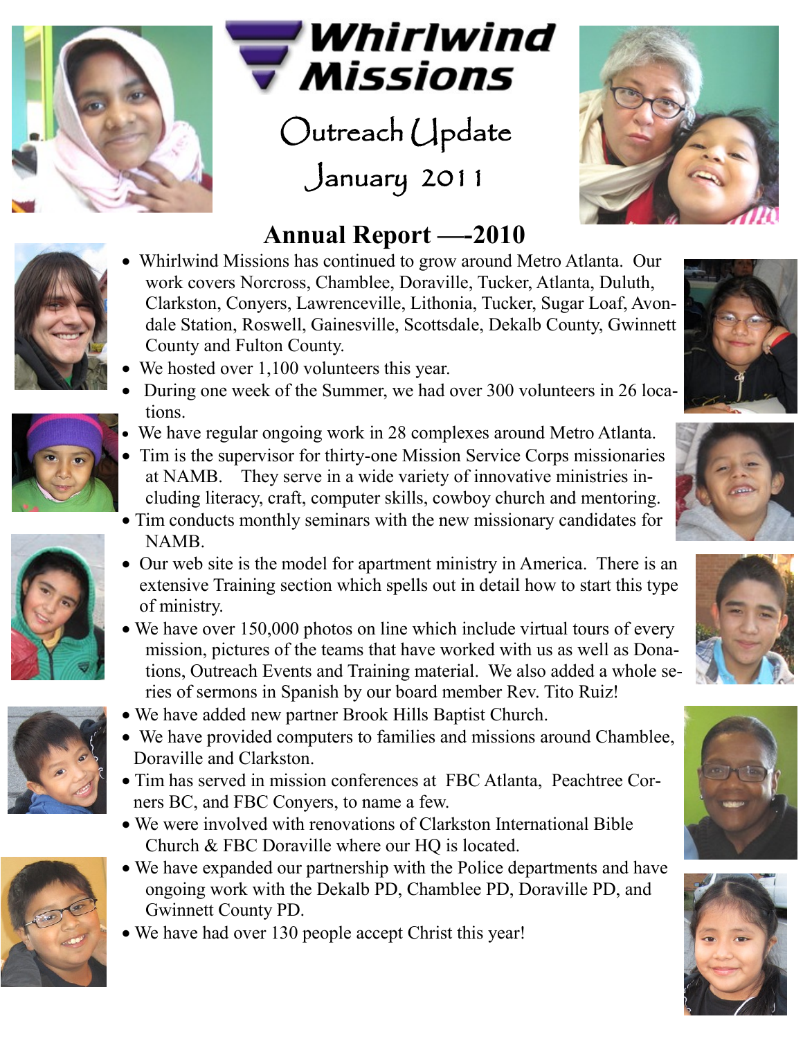# Whirlwind Missions

## Outreach Update

## January 2011

## Annual Report —-2010

- Whirlwind Missions has continued to grow around Metro Atlanta. Our work covers Norcross, Chamblee, Doraville, Tucker, Atlanta, Duluth, Clarkston, Conyers, Lawrenceville, Lithonia, Tucker, Sugar Loaf, Avondale Station, Roswell, Gainesville, Scottsdale, Dekalb County, Gwinnett County and Fulton County.
- We hosted over 1,100 volunteers this year.
- During one week of the Summer, we had over 300 volunteers in 26 locations.
- We have regular ongoing work in 28 complexes around Metro Atlanta.
- Tim is the supervisor for thirty-one Mission Service Corps missionaries at NAMB. They serve in a wide variety of innovative ministries including literacy, craft, computer skills, cowboy church and mentoring.
- Tim conducts monthly seminars with the new missionary candidates for NAMB.
- Our web site is the model for apartment ministry in America. There is an extensive Training section which spells out in detail how to start this type of ministry.
- We have over 150,000 photos on line which include virtual tours of every mission, pictures of the teams that have worked with us as well as Donations, Outreach Events and Training material. We also added a whole series of sermons in Spanish by our board member Rev. Tito Ruiz!
- We have added new partner Brook Hills Baptist Church.
- We have provided computers to families and missions around Chamblee, Doraville and Clarkston.
- Tim has served in mission conferences at FBC Atlanta, Peachtree Corners BC, and FBC Conyers, to name a few.
- We were involved with renovations of Clarkston International Bible Church & FBC Doraville where our HQ is located.
- We have expanded our partnership with the Police departments and have ongoing work with the Dekalb PD, Chamblee PD, Doraville PD, and Gwinnett County PD.
- We have had over 130 people accept Christ this year!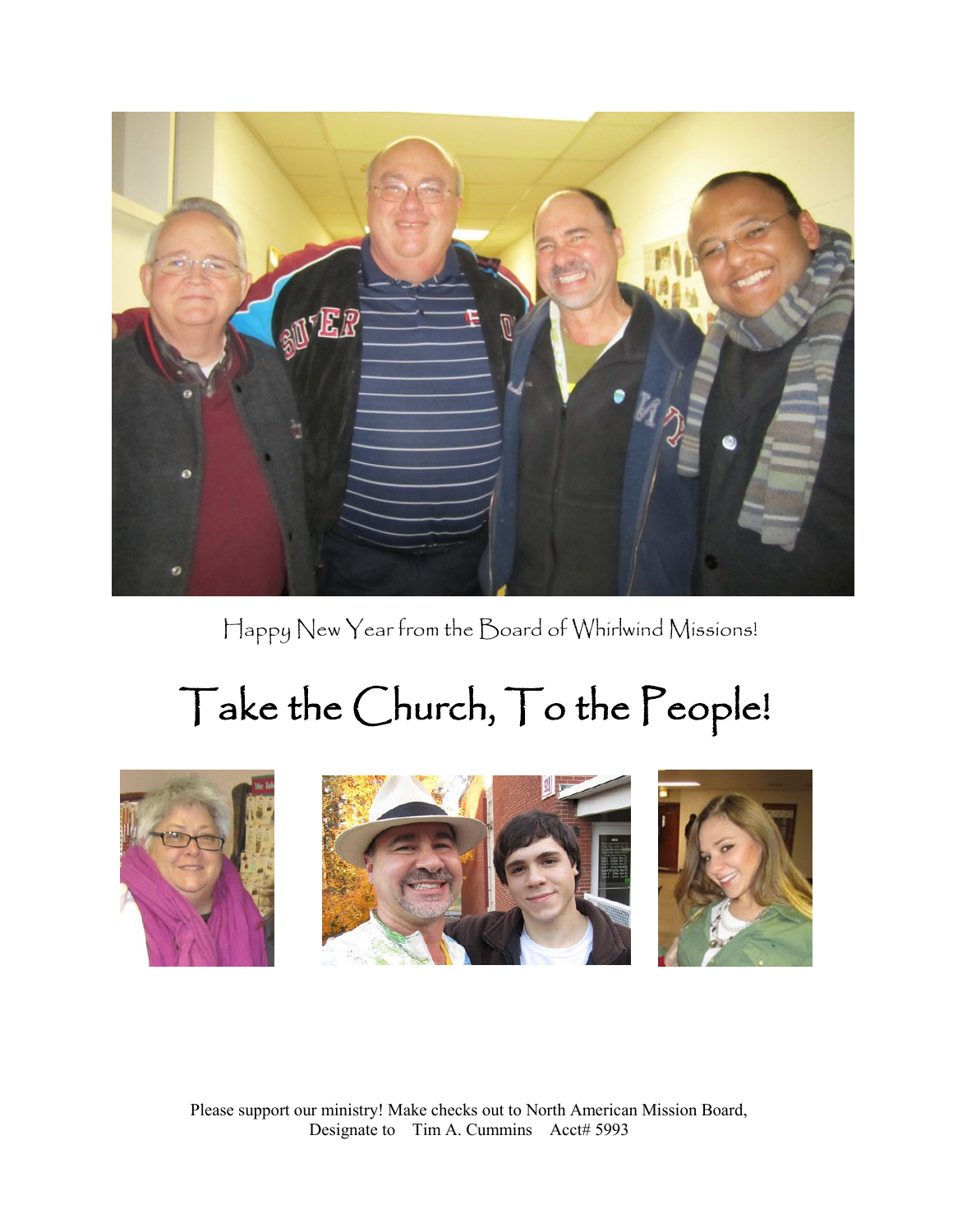Happy New Year from the Board of Whirlwind Missions!

# Take the Church, To the People!

Please support our ministry! Make checks out to North American Mission Board, Designate to Tim A. Cummins Acct# 5993